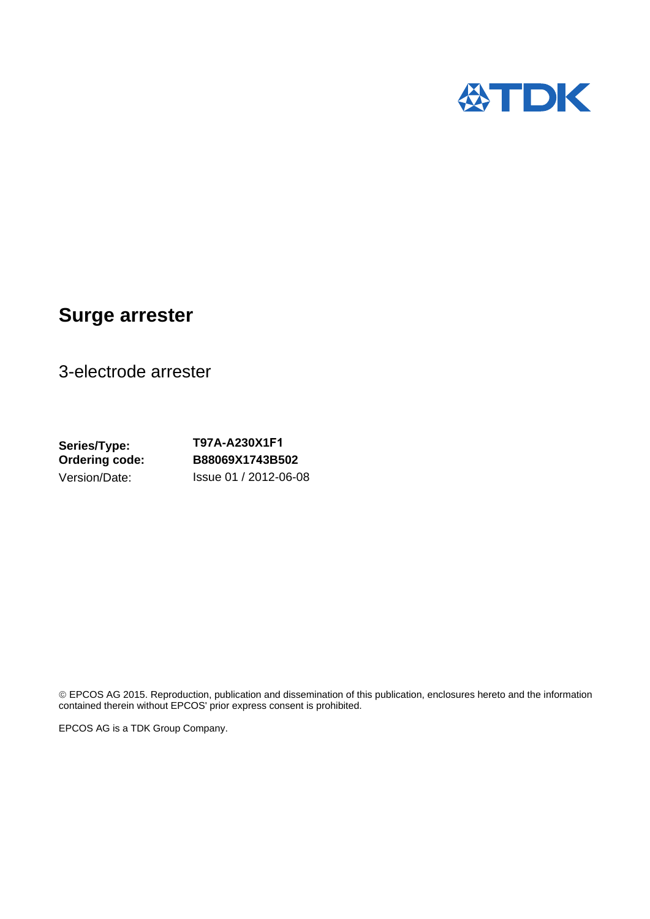TDK

# Surge arrester

3-electrode arrester

**Series/Type:** **T97A-A230X1F1**
**Ordering code:** **B88069X1743B502**
Version/Date: Issue 01 / 2012-06-08

© EPCOS AG 2015. Reproduction, publication and dissemination of this publication, enclosures hereto and the information contained therein without EPCOS' prior express consent is prohibited.

EPCOS AG is a TDK Group Company.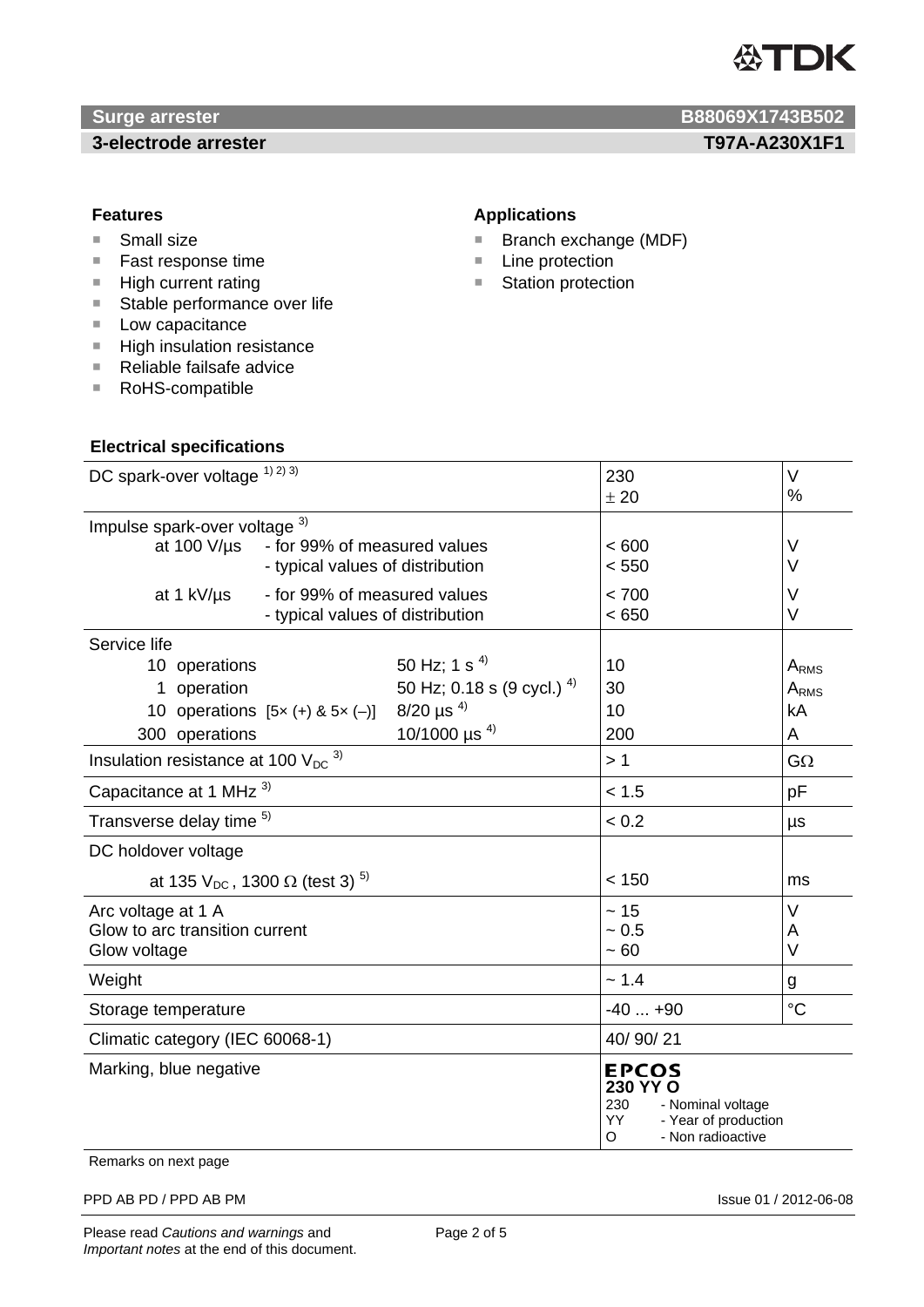**Surge arrester** **B88069X1743B502**

**3-electrode arrester** **T97A-A230X1F1**

### Features

- Small size
- Fast response time
- High current rating
- Stable performance over life
- Low capacitance
- High insulation resistance
- Reliable failsafe advice
- RoHS-compatible

### Applications

- Branch exchange (MDF)
- Line protection
- Station protection

### Electrical specifications

| Parameter | | | Value | Unit |
|---|---|---|---|---|
| DC spark-over voltage [1) 2) 3)] | | | 230<br>± 20 | V<br>% |
| Impulse spark-over voltage [3)] | | | | |
| at 100 V/µs | - for 99% of measured values | | < 600 | V |
| | - typical values of distribution | | < 550 | V |
| at 1 kV/µs | - for 99% of measured values | | < 700 | V |
| | - typical values of distribution | | < 650 | V |
| Service life | | | | |
| 10 operations | | 50 Hz; 1 s [4)] | 10 | $A_{RMS}$ |
| 1 operation | | 50 Hz; 0.18 s (9 cycl.) [4)] | 30 | $A_{RMS}$ |
| 10 operations | [5× (+) & 5× (–)] | 8/20 µs [4)] | 10 | kA |
| 300 operations | | 10/1000 µs [4)] | 200 | A |
| Insulation resistance at 100 $V_{DC}$ [3)] | | | > 1 | GΩ |
| Capacitance at 1 MHz [3)] | | | < 1.5 | pF |
| Transverse delay time [5)] | | | < 0.2 | µs |
| DC holdover voltage | | | | |
| at 135 $V_{DC}$, 1300 Ω (test 3) [5)] | | | < 150 | ms |
| Arc voltage at 1 A<br>Glow to arc transition current<br>Glow voltage | | | ~ 15<br>~ 0.5<br>~ 60 | V<br>A<br>V |
| Weight | | | ~ 1.4 | g |
| Storage temperature | | | -40 ... +90 | °C |
| Climatic category (IEC 60068-1) | | | 40/ 90/ 21 | |
| Marking, blue negative | | | **EPCOS**<br>**230 YY O**<br>230 - Nominal voltage<br>YY - Year of production<br>O - Non radioactive | |

Remarks on next page

PPD AB PD / PPD AB PM

Issue 01 / 2012-06-08

Please read *Cautions and warnings* and *Important notes* at the end of this document.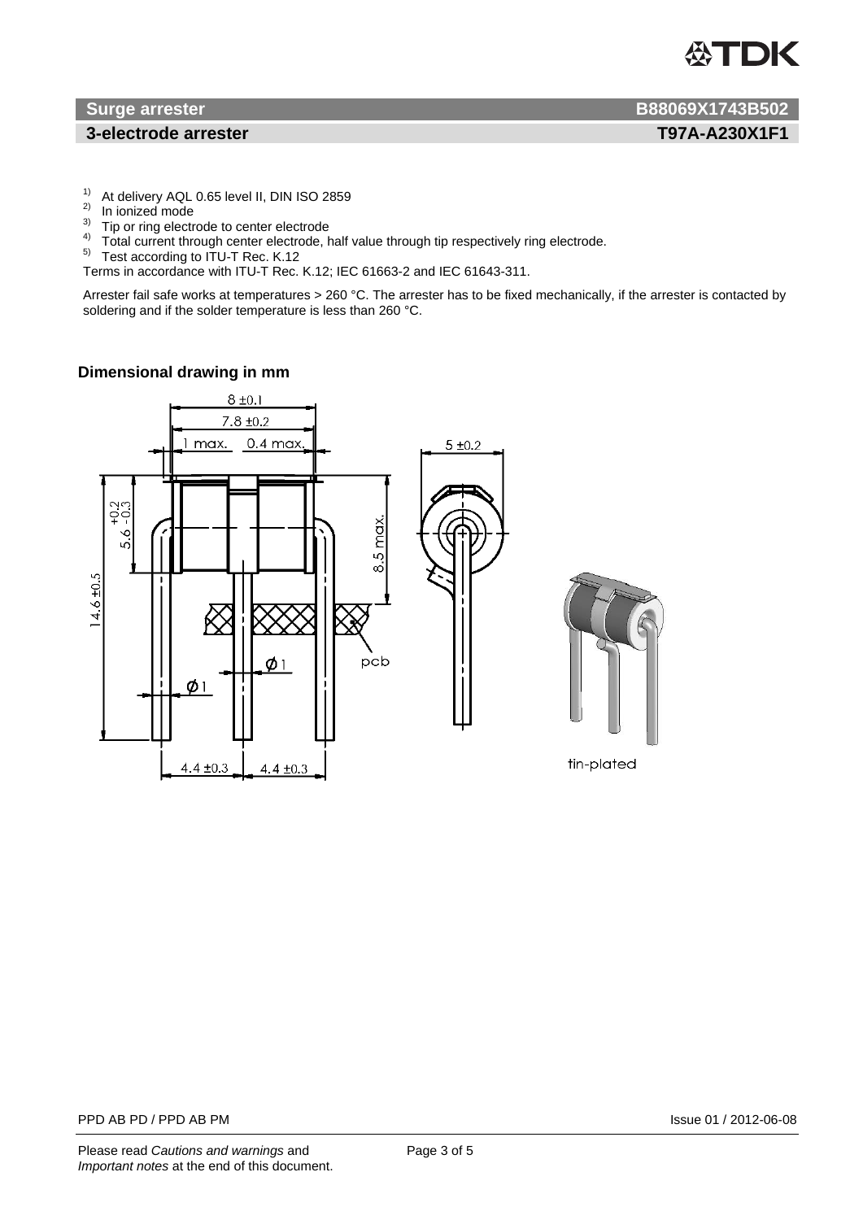**Surge arrester** **B88069X1743B502**

**3-electrode arrester** **T97A-A230X1F1**

1) At delivery AQL 0.65 level II, DIN ISO 2859
2) In ionized mode
3) Tip or ring electrode to center electrode
4) Total current through center electrode, half value through tip respectively ring electrode.
5) Test according to ITU-T Rec. K.12

Terms in accordance with ITU-T Rec. K.12; IEC 61663-2 and IEC 61643-311.

Arrester fail safe works at temperatures > 260 °C. The arrester has to be fixed mechanically, if the arrester is contacted by soldering and if the solder temperature is less than 260 °C.

### Dimensional drawing in mm

8 ±0.1
7.8 ±0.2
1 max. 0.4 max.
5 ±0.2
5.6 +0.2/−0.3
8.5 max.
14.6 ±0.5
pcb
Ø1
Ø1
4.4 ±0.3 4.4 ±0.3

tin-plated

PPD AB PD / PPD AB PM Issue 01 / 2012-06-08

Please read *Cautions and warnings* and *Important notes* at the end of this document.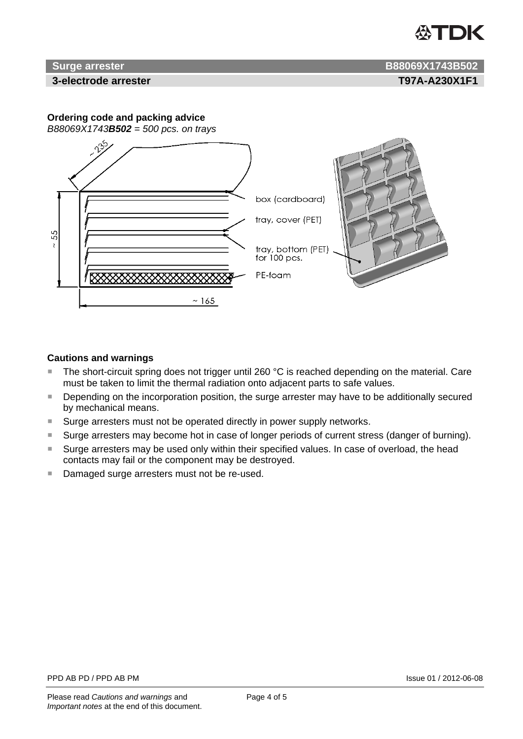**Surge arrester** **B88069X1743B502**

**3-electrode arrester** **T97A-A230X1F1**

**Ordering code and packing advice**

*B88069X1743**B502** = 500 pcs. on trays*

~ 235

~ 55

~ 165

box (cardboard)

tray, cover (PET)

tray, bottom (PET) for 100 pcs.

PE-foam

**Cautions and warnings**

- The short-circuit spring does not trigger until 260 °C is reached depending on the material. Care must be taken to limit the thermal radiation onto adjacent parts to safe values.
- Depending on the incorporation position, the surge arrester may have to be additionally secured by mechanical means.
- Surge arresters must not be operated directly in power supply networks.
- Surge arresters may become hot in case of longer periods of current stress (danger of burning).
- Surge arresters may be used only within their specified values. In case of overload, the head contacts may fail or the component may be destroyed.
- Damaged surge arresters must not be re-used.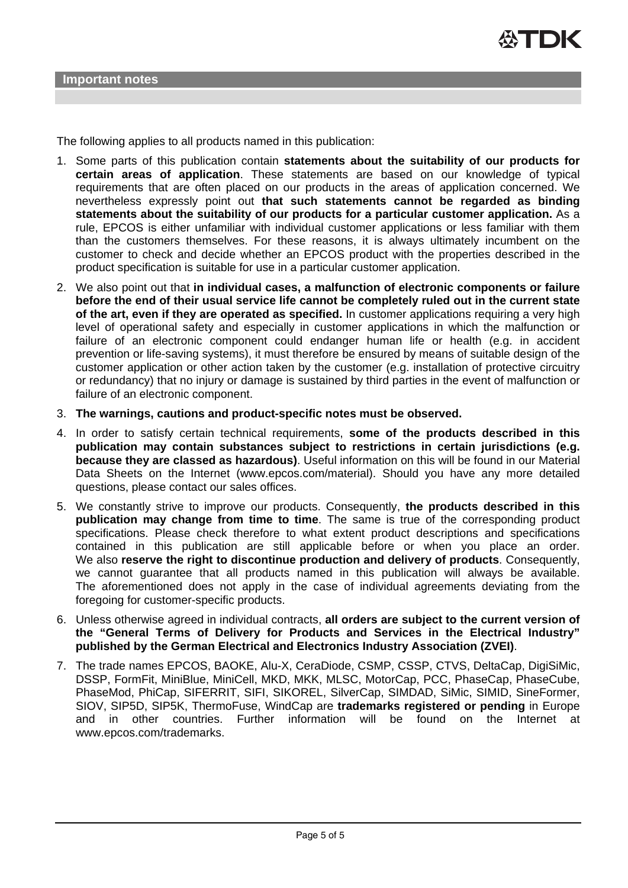## Important notes

The following applies to all products named in this publication:

1. Some parts of this publication contain **statements about the suitability of our products for certain areas of application**. These statements are based on our knowledge of typical requirements that are often placed on our products in the areas of application concerned. We nevertheless expressly point out **that such statements cannot be regarded as binding statements about the suitability of our products for a particular customer application.** As a rule, EPCOS is either unfamiliar with individual customer applications or less familiar with them than the customers themselves. For these reasons, it is always ultimately incumbent on the customer to check and decide whether an EPCOS product with the properties described in the product specification is suitable for use in a particular customer application.
2. We also point out that **in individual cases, a malfunction of electronic components or failure before the end of their usual service life cannot be completely ruled out in the current state of the art, even if they are operated as specified.** In customer applications requiring a very high level of operational safety and especially in customer applications in which the malfunction or failure of an electronic component could endanger human life or health (e.g. in accident prevention or life-saving systems), it must therefore be ensured by means of suitable design of the customer application or other action taken by the customer (e.g. installation of protective circuitry or redundancy) that no injury or damage is sustained by third parties in the event of malfunction or failure of an electronic component.
3. **The warnings, cautions and product-specific notes must be observed.**
4. In order to satisfy certain technical requirements, **some of the products described in this publication may contain substances subject to restrictions in certain jurisdictions (e.g. because they are classed as hazardous)**. Useful information on this will be found in our Material Data Sheets on the Internet (www.epcos.com/material). Should you have any more detailed questions, please contact our sales offices.
5. We constantly strive to improve our products. Consequently, **the products described in this publication may change from time to time**. The same is true of the corresponding product specifications. Please check therefore to what extent product descriptions and specifications contained in this publication are still applicable before or when you place an order. We also **reserve the right to discontinue production and delivery of products**. Consequently, we cannot guarantee that all products named in this publication will always be available. The aforementioned does not apply in the case of individual agreements deviating from the foregoing for customer-specific products.
6. Unless otherwise agreed in individual contracts, **all orders are subject to the current version of the "General Terms of Delivery for Products and Services in the Electrical Industry" published by the German Electrical and Electronics Industry Association (ZVEI)**.
7. The trade names EPCOS, BAOKE, Alu-X, CeraDiode, CSMP, CSSP, CTVS, DeltaCap, DigiSiMic, DSSP, FormFit, MiniBlue, MiniCell, MKD, MKK, MLSC, MotorCap, PCC, PhaseCap, PhaseCube, PhaseMod, PhiCap, SIFERRIT, SIFI, SIKOREL, SilverCap, SIMDAD, SiMic, SIMID, SineFormer, SIOV, SIP5D, SIP5K, ThermoFuse, WindCap are **trademarks registered or pending** in Europe and in other countries. Further information will be found on the Internet at www.epcos.com/trademarks.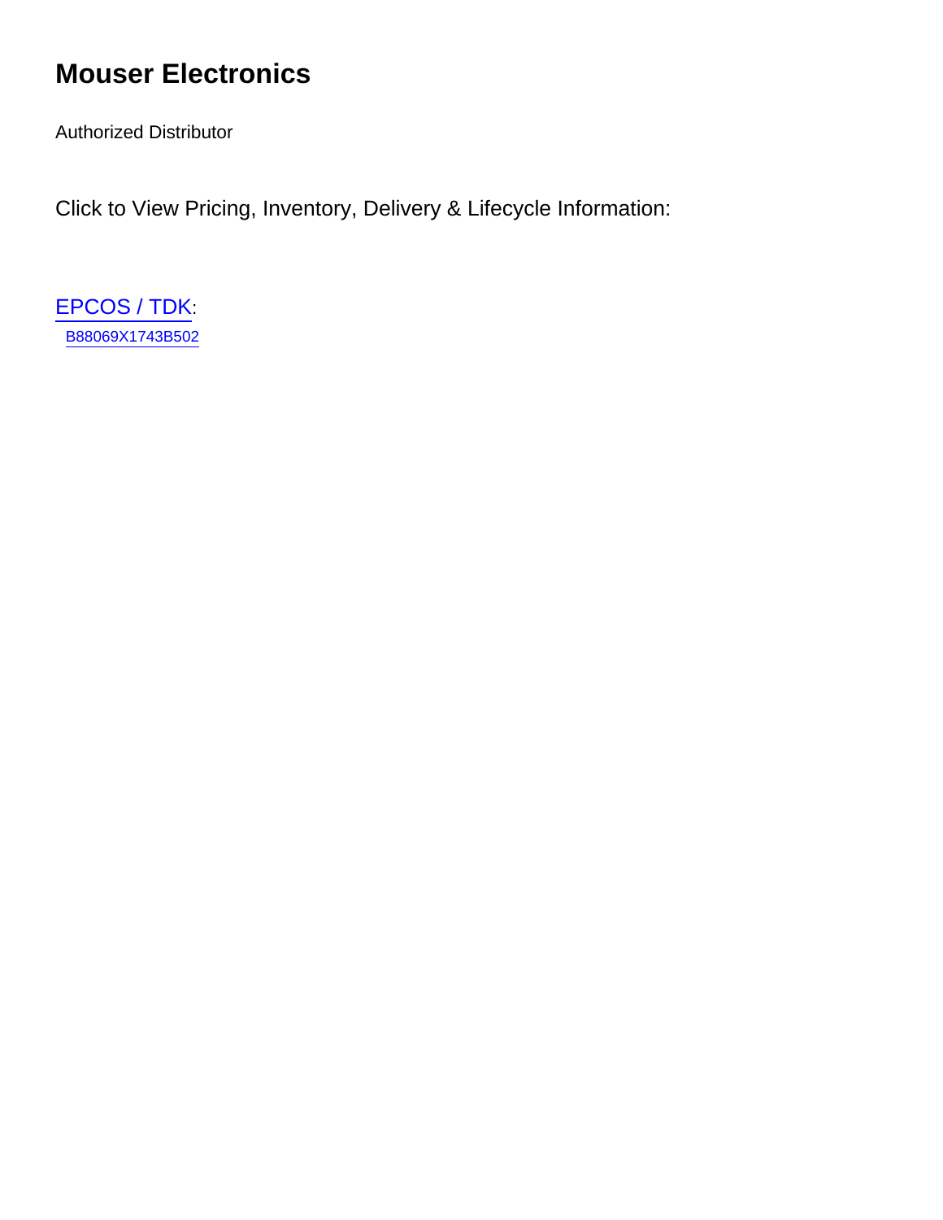# Mouser Electronics

Authorized Distributor

Click to View Pricing, Inventory, Delivery & Lifecycle Information:

EPCOS / TDK:

B88069X1743B502